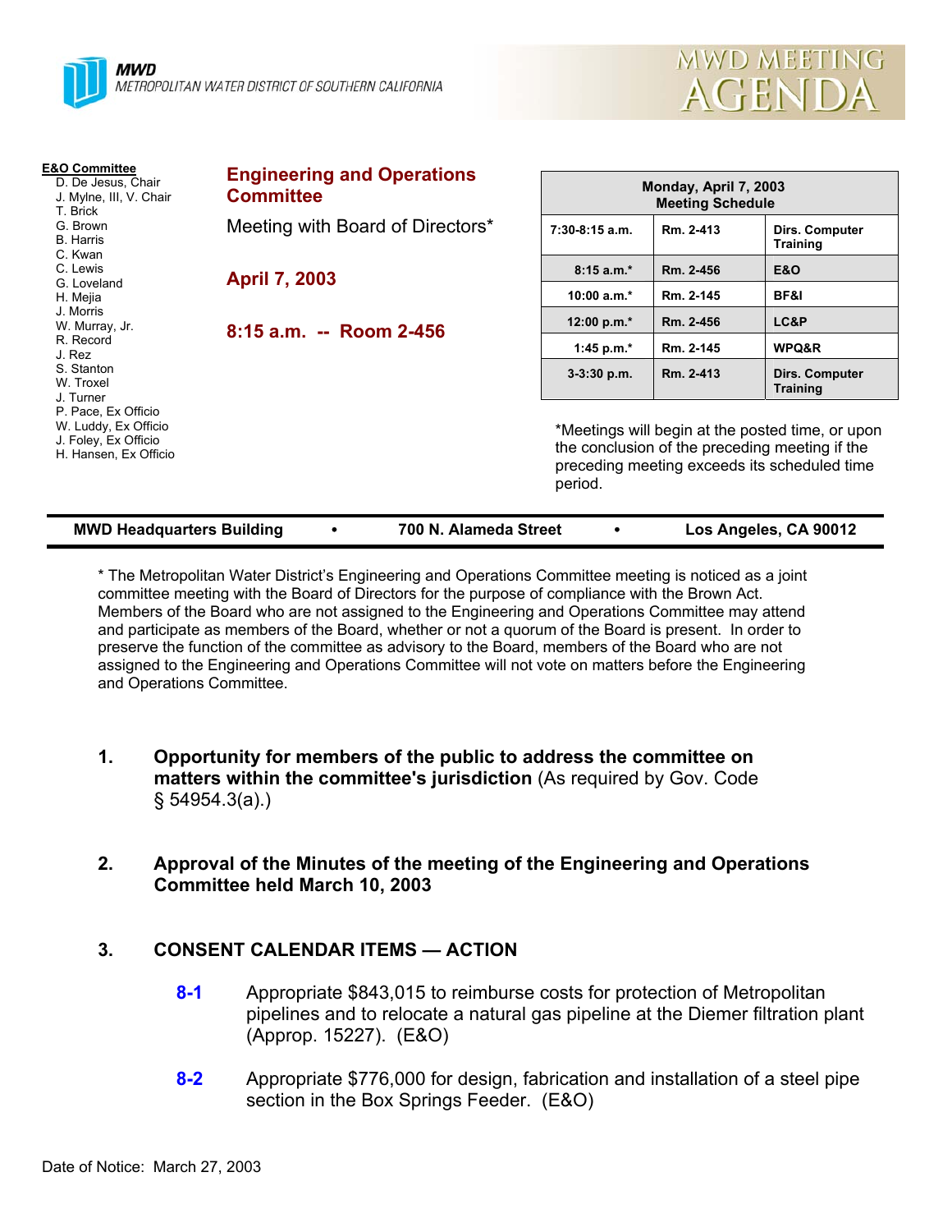**MWD**
METROPOLITAN WATER DISTRICT OF SOUTHERN CALIFORNIA

MWD MEETING AGENDA

**E&O Committee**
D. De Jesus, Chair
J. Mylne, III, V. Chair
T. Brick
G. Brown
B. Harris
C. Kwan
C. Lewis
G. Loveland
H. Mejia
J. Morris
W. Murray, Jr.
R. Record
J. Rez
S. Stanton
W. Troxel
J. Turner
P. Pace, Ex Officio
W. Luddy, Ex Officio
J. Foley, Ex Officio
H. Hansen, Ex Officio

## Engineering and Operations Committee

Meeting with Board of Directors*

**April 7, 2003**

**8:15 a.m. -- Room 2-456**

| Monday, April 7, 2003 Meeting Schedule | | |
|---|---|---|
| 7:30-8:15 a.m. | Rm. 2-413 | Dirs. Computer Training |
| 8:15 a.m.* | Rm. 2-456 | E&O |
| 10:00 a.m.* | Rm. 2-145 | BF&I |
| 12:00 p.m.* | Rm. 2-456 | LC&P |
| 1:45 p.m.* | Rm. 2-145 | WPQ&R |
| 3-3:30 p.m. | Rm. 2-413 | Dirs. Computer Training |

*Meetings will begin at the posted time, or upon the conclusion of the preceding meeting if the preceding meeting exceeds its scheduled time period.

**MWD Headquarters Building • 700 N. Alameda Street • Los Angeles, CA 90012**

* The Metropolitan Water District's Engineering and Operations Committee meeting is noticed as a joint committee meeting with the Board of Directors for the purpose of compliance with the Brown Act. Members of the Board who are not assigned to the Engineering and Operations Committee may attend and participate as members of the Board, whether or not a quorum of the Board is present. In order to preserve the function of the committee as advisory to the Board, members of the Board who are not assigned to the Engineering and Operations Committee will not vote on matters before the Engineering and Operations Committee.

1. **Opportunity for members of the public to address the committee on matters within the committee's jurisdiction** (As required by Gov. Code § 54954.3(a).)

2. **Approval of the Minutes of the meeting of the Engineering and Operations Committee held March 10, 2003**

3. **CONSENT CALENDAR ITEMS — ACTION**

   **8-1** Appropriate $843,015 to reimburse costs for protection of Metropolitan pipelines and to relocate a natural gas pipeline at the Diemer filtration plant (Approp. 15227). (E&O)

   **8-2** Appropriate $776,000 for design, fabrication and installation of a steel pipe section in the Box Springs Feeder. (E&O)

Date of Notice: March 27, 2003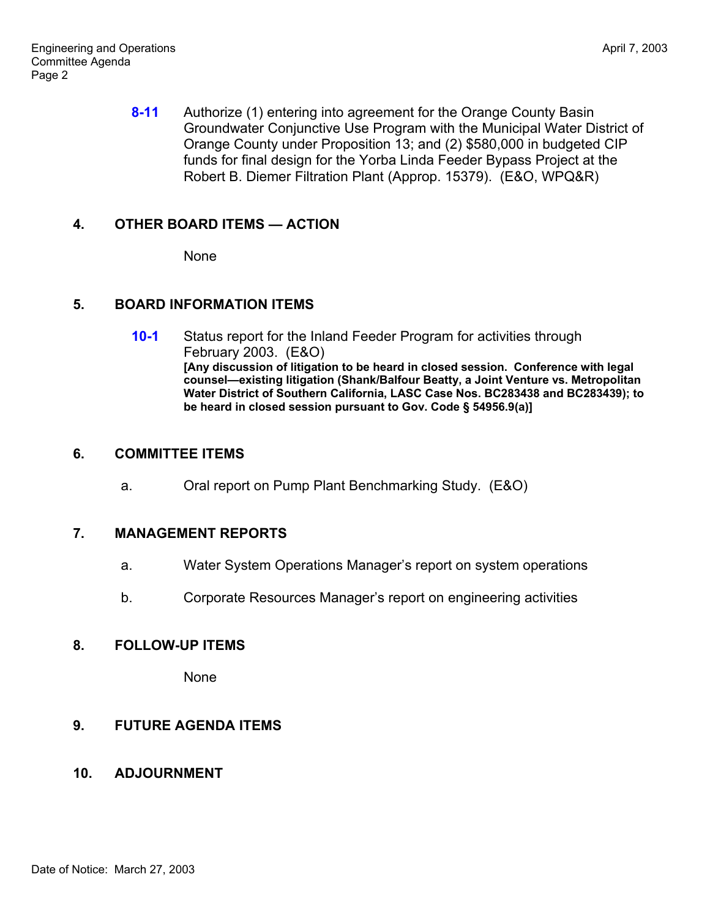**8-11** Authorize (1) entering into agreement for the Orange County Basin Groundwater Conjunctive Use Program with the Municipal Water District of Orange County under Proposition 13; and (2) $580,000 in budgeted CIP funds for final design for the Yorba Linda Feeder Bypass Project at the Robert B. Diemer Filtration Plant (Approp. 15379). (E&O, WPQ&R)

## 4. OTHER BOARD ITEMS — ACTION

None

## 5. BOARD INFORMATION ITEMS

**10-1** Status report for the Inland Feeder Program for activities through February 2003. (E&O)
**[Any discussion of litigation to be heard in closed session. Conference with legal counsel—existing litigation (Shank/Balfour Beatty, a Joint Venture vs. Metropolitan Water District of Southern California, LASC Case Nos. BC283438 and BC283439); to be heard in closed session pursuant to Gov. Code § 54956.9(a)]**

## 6. COMMITTEE ITEMS

a. Oral report on Pump Plant Benchmarking Study. (E&O)

## 7. MANAGEMENT REPORTS

a. Water System Operations Manager's report on system operations

b. Corporate Resources Manager's report on engineering activities

## 8. FOLLOW-UP ITEMS

None

## 9. FUTURE AGENDA ITEMS

## 10. ADJOURNMENT

Date of Notice: March 27, 2003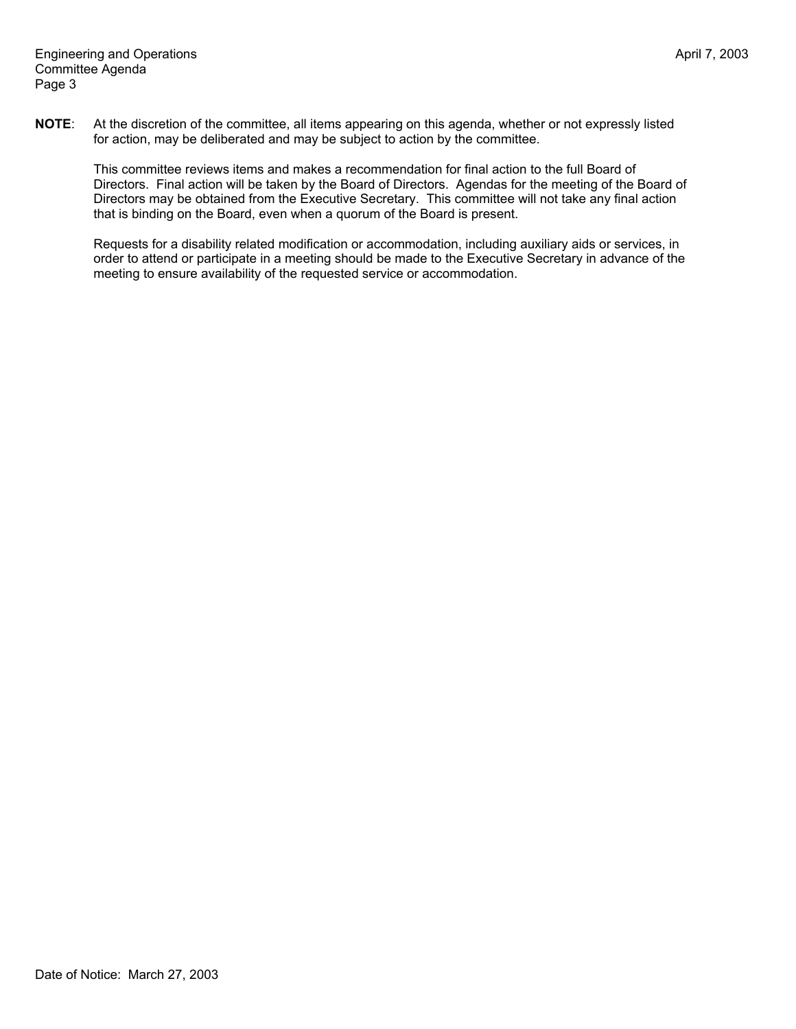**NOTE**: At the discretion of the committee, all items appearing on this agenda, whether or not expressly listed for action, may be deliberated and may be subject to action by the committee.

This committee reviews items and makes a recommendation for final action to the full Board of Directors. Final action will be taken by the Board of Directors. Agendas for the meeting of the Board of Directors may be obtained from the Executive Secretary. This committee will not take any final action that is binding on the Board, even when a quorum of the Board is present.

Requests for a disability related modification or accommodation, including auxiliary aids or services, in order to attend or participate in a meeting should be made to the Executive Secretary in advance of the meeting to ensure availability of the requested service or accommodation.

Date of Notice: March 27, 2003